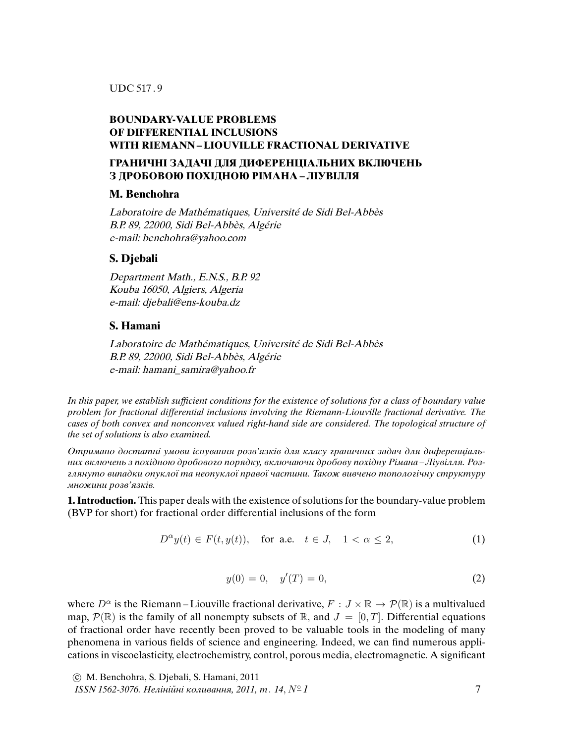UDC 517.9

# BOUNDARY-VALUE PROBLEMS OF DIFFERENTIAL INCLUSIONS WITH RIEMANN – LIOUVILLE FRACTIONAL DERIVATIVE

# ГРАНИЧНІ ЗАДАЧІ ДЛЯ ДИФЕРЕНЦІАЛЬНИХ ВКЛЮЧЕНЬ З ДРОБОВОЮ ПОХІДНОЮ РІМАНА – ЛІУВІЛЛЯ

## M. Benchohra

*Laboratoire de Mathématiques, Université de Sidi Bel-Abbès*
*B.P. 89, 22000, Sidi Bel-Abbès, Algérie*
*e-mail: benchohra@yahoo.com*

## S. Djebali

*Department Math., E.N.S., B.P. 92*
*Kouba 16050, Algiers, Algeria*
*e-mail: djebali@ens-kouba.dz*

## S. Hamani

*Laboratoire de Mathématiques, Université de Sidi Bel-Abbès*
*B.P. 89, 22000, Sidi Bel-Abbès, Algérie*
*e-mail: hamani_samira@yahoo.fr*

*In this paper, we establish sufficient conditions for the existence of solutions for a class of boundary value problem for fractional differential inclusions involving the Riemann-Liouville fractional derivative. The cases of both convex and nonconvex valued right-hand side are considered. The topological structure of the set of solutions is also examined.*

*Отримано достатні умови існування розв'язків для класу граничних задач для диференціальних включень з похідною дробового порядку, включаючи дробову похідну Рімана – Ліувілля. Розглянуто випадки опуклої та неопуклої правої частини. Також вивчено топологічну структуру множини розв'язків.*

**1. Introduction.** This paper deals with the existence of solutions for the boundary-value problem (BVP for short) for fractional order differential inclusions of the form

$$D^{\alpha}y(t) \in F(t, y(t)), \quad \text{for a.e.} \quad t \in J, \quad 1 < \alpha \leq 2, \tag{1}$$

$$y(0) = 0, \quad y'(T) = 0, \tag{2}$$

where $D^{\alpha}$ is the Riemann – Liouville fractional derivative, $F : J \times \mathbb{R} \to \mathcal{P}(\mathbb{R})$ is a multivalued map, $\mathcal{P}(\mathbb{R})$ is the family of all nonempty subsets of $\mathbb{R}$, and $J = [0, T]$. Differential equations of fractional order have recently been proved to be valuable tools in the modeling of many phenomena in various fields of science and engineering. Indeed, we can find numerous applications in viscoelasticity, electrochemistry, control, porous media, electromagnetic. A significant

© M. Benchohra, S. Djebali, S. Hamani, 2011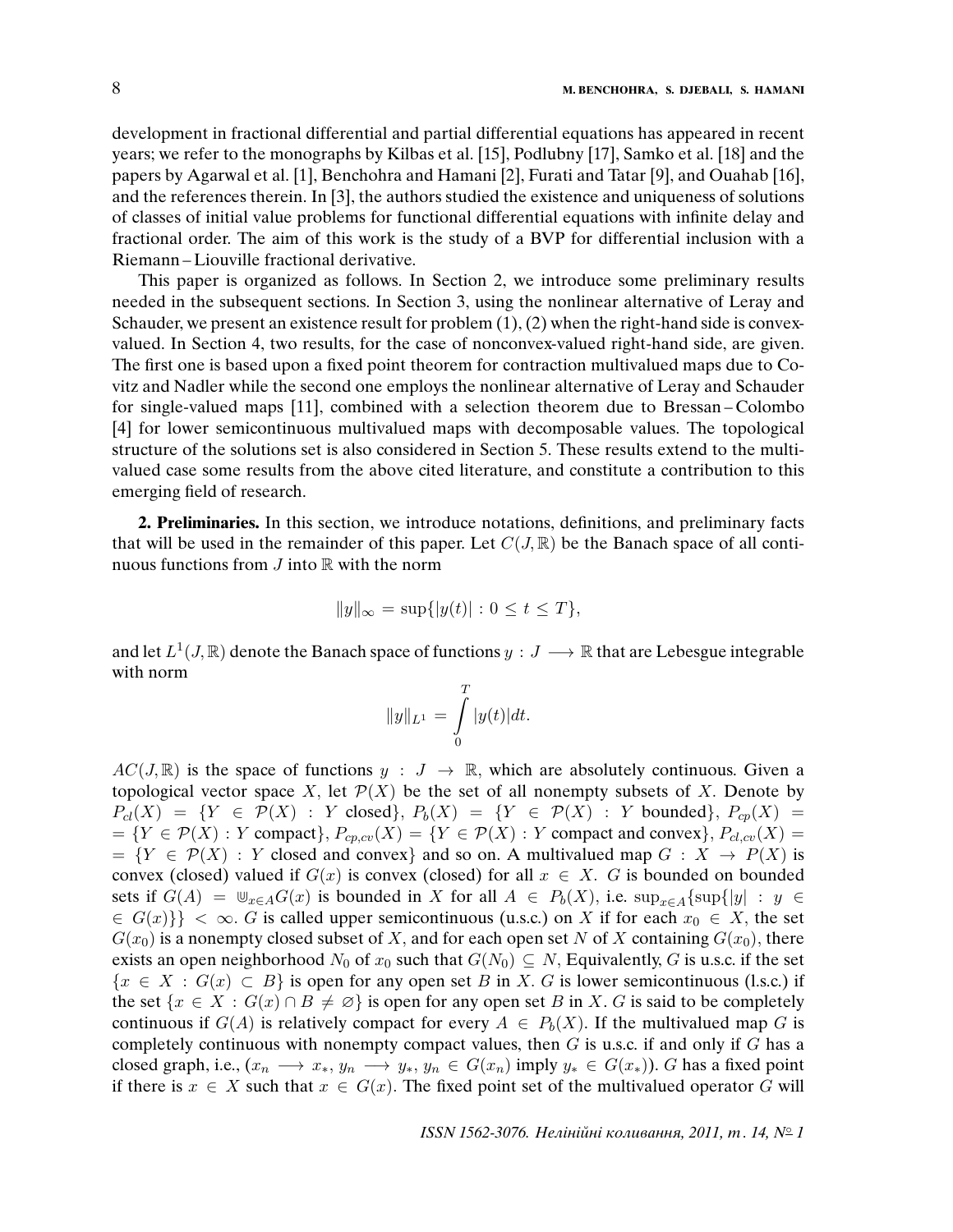development in fractional differential and partial differential equations has appeared in recent years; we refer to the monographs by Kilbas et al. [15], Podlubny [17], Samko et al. [18] and the papers by Agarwal et al. [1], Benchohra and Hamani [2], Furati and Tatar [9], and Ouahab [16], and the references therein. In [3], the authors studied the existence and uniqueness of solutions of classes of initial value problems for functional differential equations with infinite delay and fractional order. The aim of this work is the study of a BVP for differential inclusion with a Riemann – Liouville fractional derivative.

This paper is organized as follows. In Section 2, we introduce some preliminary results needed in the subsequent sections. In Section 3, using the nonlinear alternative of Leray and Schauder, we present an existence result for problem (1), (2) when the right-hand side is convex-valued. In Section 4, two results, for the case of nonconvex-valued right-hand side, are given. The first one is based upon a fixed point theorem for contraction multivalued maps due to Covitz and Nadler while the second one employs the nonlinear alternative of Leray and Schauder for single-valued maps [11], combined with a selection theorem due to Bressan – Colombo [4] for lower semicontinuous multivalued maps with decomposable values. The topological structure of the solutions set is also considered in Section 5. These results extend to the multivalued case some results from the above cited literature, and constitute a contribution to this emerging field of research.

**2. Preliminaries.** In this section, we introduce notations, definitions, and preliminary facts that will be used in the remainder of this paper. Let $C(J,\mathbb{R})$ be the Banach space of all continuous functions from $J$ into $\mathbb{R}$ with the norm

$$\|y\|_\infty = \sup\{|y(t)| : 0 \leq t \leq T\},$$

and let $L^1(J,\mathbb{R})$ denote the Banach space of functions $y : J \longrightarrow \mathbb{R}$ that are Lebesgue integrable with norm

$$\|y\|_{L^1} = \int\limits_0^T |y(t)|dt.$$

$AC(J,\mathbb{R})$ is the space of functions $y : J \to \mathbb{R}$, which are absolutely continuous. Given a topological vector space $X$, let $\mathcal{P}(X)$ be the set of all nonempty subsets of $X$. Denote by $P_{cl}(X) = \{Y \in \mathcal{P}(X) : Y \text{ closed}\}$, $P_b(X) = \{Y \in \mathcal{P}(X) : Y \text{ bounded}\}$, $P_{cp}(X) = \{Y \in \mathcal{P}(X) : Y \text{ compact}\}$, $P_{cp,cv}(X) = \{Y \in \mathcal{P}(X) : Y \text{ compact and convex}\}$, $P_{cl,cv}(X) = \{Y \in \mathcal{P}(X) : Y \text{ closed and convex}\}$ and so on. A multivalued map $G : X \to P(X)$ is convex (closed) valued if $G(x)$ is convex (closed) for all $x \in X$. $G$ is bounded on bounded sets if $G(A) = \mathbb{U}_{x\in A}G(x)$ is bounded in $X$ for all $A \in P_b(X)$, i.e. $\sup_{x\in A}\{\sup\{|y| : y \in G(x)\}\} < \infty$. $G$ is called upper semicontinuous (u.s.c.) on $X$ if for each $x_0 \in X$, the set $G(x_0)$ is a nonempty closed subset of $X$, and for each open set $N$ of $X$ containing $G(x_0)$, there exists an open neighborhood $N_0$ of $x_0$ such that $G(N_0) \subseteq N$, Equivalently, $G$ is u.s.c. if the set $\{x \in X : G(x) \subset B\}$ is open for any open set $B$ in $X$. $G$ is lower semicontinuous (l.s.c.) if the set $\{x \in X : G(x) \cap B \neq \varnothing\}$ is open for any open set $B$ in $X$. $G$ is said to be completely continuous if $G(A)$ is relatively compact for every $A \in P_b(X)$. If the multivalued map $G$ is completely continuous with nonempty compact values, then $G$ is u.s.c. if and only if $G$ has a closed graph, i.e., ($x_n \longrightarrow x_*$, $y_n \longrightarrow y_*$, $y_n \in G(x_n)$ imply $y_* \in G(x_*)$). $G$ has a fixed point if there is $x \in X$ such that $x \in G(x)$. The fixed point set of the multivalued operator $G$ will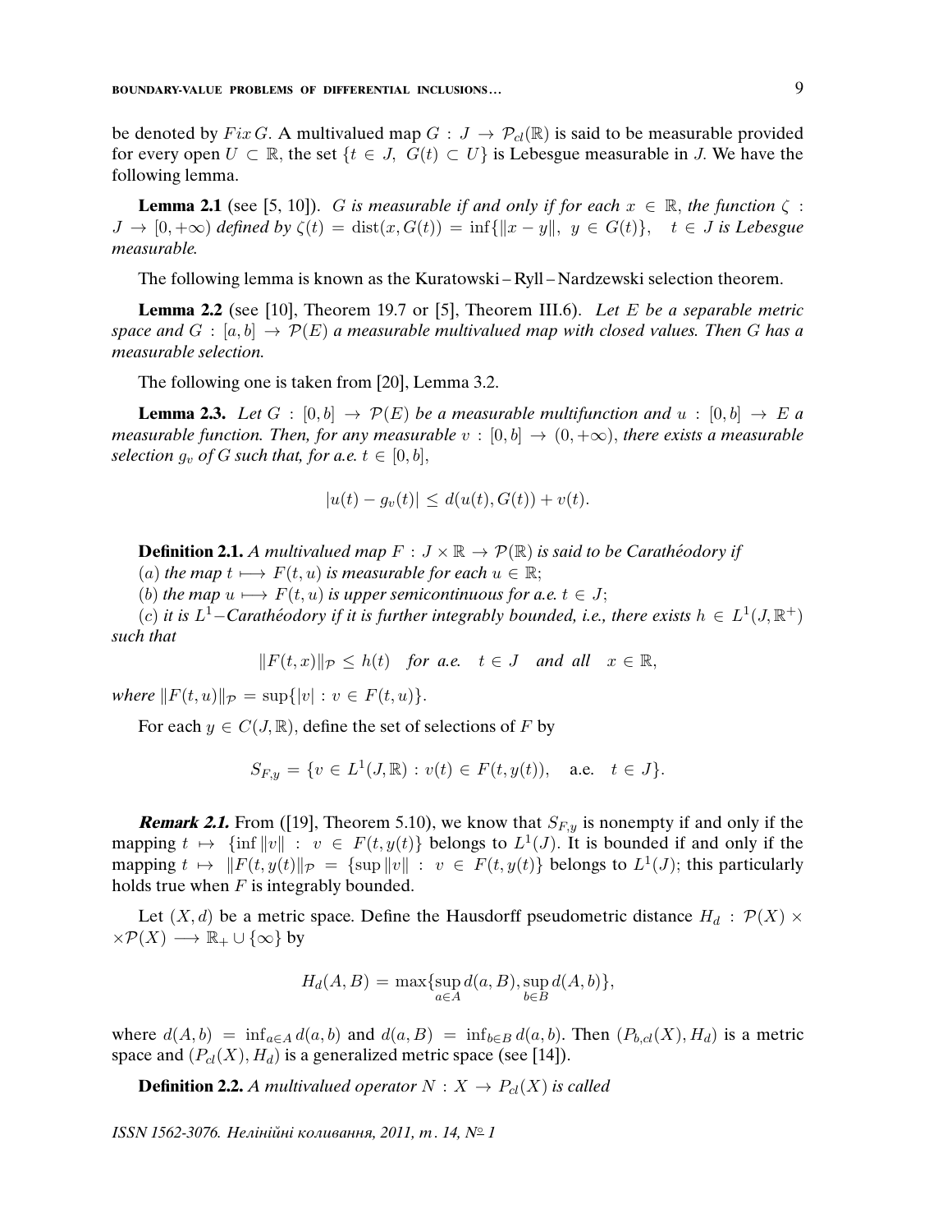be denoted by $Fix\,G$. A multivalued map $G : J \to \mathcal{P}_{cl}(\mathbb{R})$ is said to be measurable provided for every open $U \subset \mathbb{R}$, the set $\{t \in J,\ G(t) \subset U\}$ is Lebesgue measurable in $J$. We have the following lemma.

**Lemma 2.1** (see [5, 10]). *$G$ is measurable if and only if for each $x \in \mathbb{R}$, the function $\zeta : J \to [0, +\infty)$ defined by $\zeta(t) = \operatorname{dist}(x, G(t)) = \inf\{\|x - y\|,\ y \in G(t)\}, \quad t \in J$ is Lebesgue measurable.*

The following lemma is known as the Kuratowski – Ryll – Nardzewski selection theorem.

**Lemma 2.2** (see [10], Theorem 19.7 or [5], Theorem III.6). *Let $E$ be a separable metric space and $G : [a, b] \to \mathcal{P}(E)$ a measurable multivalued map with closed values. Then $G$ has a measurable selection.*

The following one is taken from [20], Lemma 3.2.

**Lemma 2.3.** *Let $G : [0, b] \to \mathcal{P}(E)$ be a measurable multifunction and $u : [0, b] \to E$ a measurable function. Then, for any measurable $v : [0, b] \to (0, +\infty)$, there exists a measurable selection $g_v$ of $G$ such that, for a.e. $t \in [0, b]$,*

$$|u(t) - g_v(t)| \le d(u(t), G(t)) + v(t).$$

**Definition 2.1.** *A multivalued map $F : J \times \mathbb{R} \to \mathcal{P}(\mathbb{R})$ is said to be Carathéodory if*

$(a)$ *the map $t \longmapsto F(t, u)$ is measurable for each $u \in \mathbb{R}$;*

$(b)$ *the map $u \longmapsto F(t, u)$ is upper semicontinuous for a.e. $t \in J$;*

$(c)$ *it is $L^1$–Carathéodory if it is further integrably bounded, i.e., there exists $h \in L^1(J, \mathbb{R}^+)$ such that*

$$\|F(t, x)\|_{\mathcal{P}} \le h(t) \quad \text{for a.e.} \quad t \in J \quad \text{and all} \quad x \in \mathbb{R},$$

*where $\|F(t, u)\|_{\mathcal{P}} = \sup\{|v| : v \in F(t, u)\}$.*

For each $y \in C(J, \mathbb{R})$, define the set of selections of $F$ by

$$S_{F,y} = \{v \in L^1(J, \mathbb{R}) : v(t) \in F(t, y(t)), \quad \text{a.e.} \quad t \in J\}.$$

***Remark 2.1.*** From ([19], Theorem 5.10), we know that $S_{F,y}$ is nonempty if and only if the mapping $t \mapsto \{\inf \|v\| : v \in F(t, y(t)\}$ belongs to $L^1(J)$. It is bounded if and only if the mapping $t \mapsto \|F(t, y(t)\|_{\mathcal{P}} = \{\sup \|v\| : v \in F(t, y(t)\}$ belongs to $L^1(J)$; this particularly holds true when $F$ is integrably bounded.

Let $(X, d)$ be a metric space. Define the Hausdorff pseudometric distance $H_d : \mathcal{P}(X) \times \times \mathcal{P}(X) \longrightarrow \mathbb{R}_+ \cup \{\infty\}$ by

$$H_d(A, B) = \max\{\sup_{a \in A} d(a, B), \sup_{b \in B} d(A, b)\},$$

where $d(A, b) = \inf_{a \in A} d(a, b)$ and $d(a, B) = \inf_{b \in B} d(a, b)$. Then $(P_{b,cl}(X), H_d)$ is a metric space and $(P_{cl}(X), H_d)$ is a generalized metric space (see [14]).

**Definition 2.2.** *A multivalued operator $N : X \to P_{cl}(X)$ is called*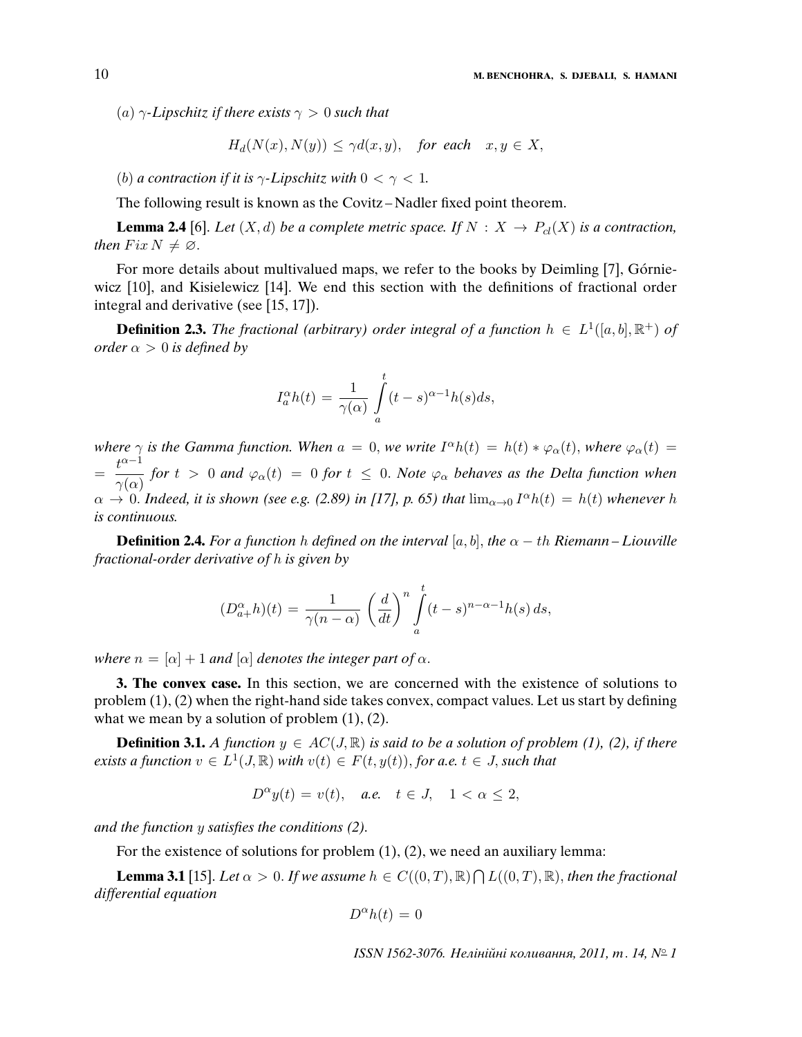$(a)$ *$\gamma$-Lipschitz if there exists $\gamma > 0$ such that*

$$H_d(N(x), N(y)) \leq \gamma d(x, y), \quad \textit{for each} \quad x, y \in X,$$

$(b)$ *a contraction if it is $\gamma$-Lipschitz with $0 < \gamma < 1$.*

The following result is known as the Covitz – Nadler fixed point theorem.

**Lemma 2.4** [6]. *Let $(X, d)$ be a complete metric space. If $N : X \to P_{cl}(X)$ is a contraction, then $Fix\, N \neq \varnothing$.*

For more details about multivalued maps, we refer to the books by Deimling [7], Górniewicz [10], and Kisielewicz [14]. We end this section with the definitions of fractional order integral and derivative (see [15, 17]).

**Definition 2.3.** *The fractional (arbitrary) order integral of a function $h \in L^1([a, b], \mathbb{R}^+)$ of order $\alpha > 0$ is defined by*

$$I_a^\alpha h(t) = \frac{1}{\gamma(\alpha)} \int_a^t (t-s)^{\alpha-1} h(s) ds,$$

*where $\gamma$ is the Gamma function. When $a = 0$, we write $I^\alpha h(t) = h(t) * \varphi_\alpha(t)$, where $\varphi_\alpha(t) = \frac{t^{\alpha-1}}{\gamma(\alpha)}$ for $t > 0$ and $\varphi_\alpha(t) = 0$ for $t \leq 0$. Note $\varphi_\alpha$ behaves as the Delta function when $\alpha \to 0$. Indeed, it is shown (see e.g. (2.89) in [17], p. 65) that $\lim_{\alpha \to 0} I^\alpha h(t) = h(t)$ whenever $h$ is continuous.*

**Definition 2.4.** *For a function $h$ defined on the interval $[a, b]$, the $\alpha - th$ Riemann – Liouville fractional-order derivative of $h$ is given by*

$$(D_{a+}^\alpha h)(t) = \frac{1}{\gamma(n-\alpha)} \left(\frac{d}{dt}\right)^n \int_a^t (t-s)^{n-\alpha-1} h(s)\, ds,$$

*where $n = [\alpha] + 1$ and $[\alpha]$ denotes the integer part of $\alpha$.*

**3. The convex case.** In this section, we are concerned with the existence of solutions to problem (1), (2) when the right-hand side takes convex, compact values. Let us start by defining what we mean by a solution of problem (1), (2).

**Definition 3.1.** *A function $y \in AC(J, \mathbb{R})$ is said to be a solution of problem (1), (2), if there exists a function $v \in L^1(J, \mathbb{R})$ with $v(t) \in F(t, y(t))$, for a.e. $t \in J$, such that*

$$D^\alpha y(t) = v(t), \quad \textit{a.e.} \quad t \in J, \quad 1 < \alpha \leq 2,$$

*and the function $y$ satisfies the conditions (2).*

For the existence of solutions for problem (1), (2), we need an auxiliary lemma:

**Lemma 3.1** [15]. *Let $\alpha > 0$. If we assume $h \in C((0, T), \mathbb{R}) \bigcap L((0, T), \mathbb{R})$, then the fractional differential equation*

$$D^\alpha h(t) = 0$$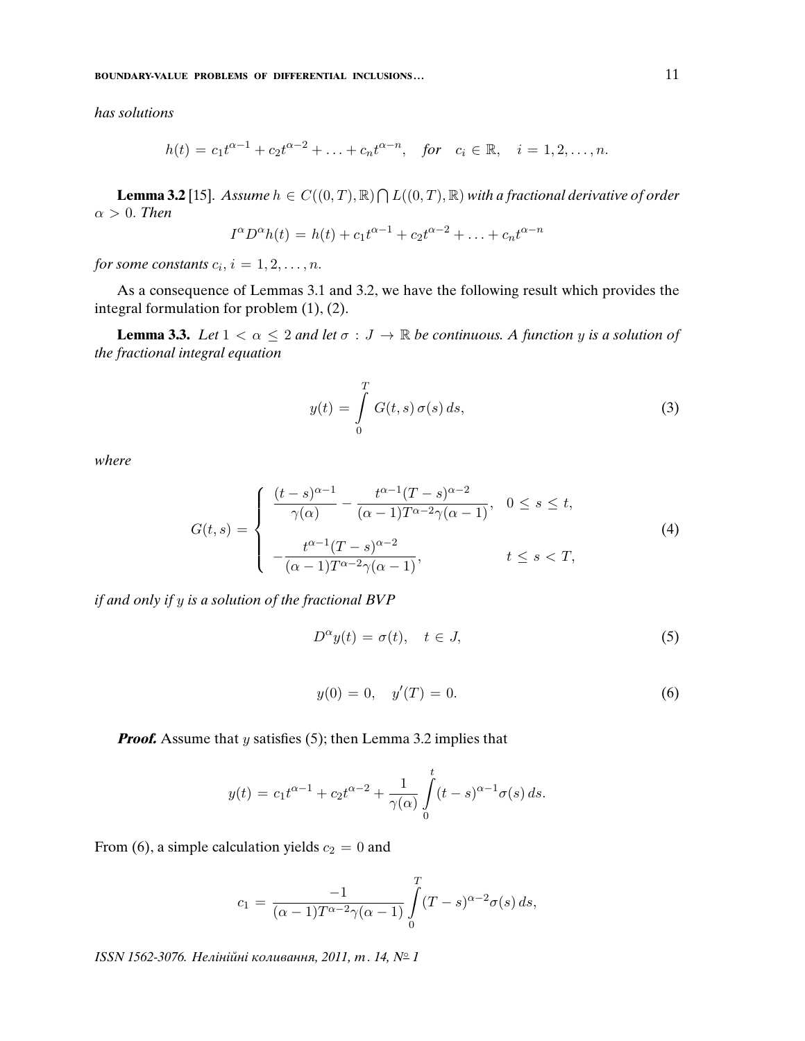*has solutions*

$$h(t) = c_1 t^{\alpha-1} + c_2 t^{\alpha-2} + \ldots + c_n t^{\alpha-n}, \quad \textit{for} \quad c_i \in \mathbb{R}, \quad i = 1, 2, \ldots, n.$$

**Lemma 3.2** [15]. *Assume $h \in C((0,T),\mathbb{R}) \bigcap L((0,T),\mathbb{R})$ with a fractional derivative of order $\alpha > 0$. Then*

$$I^\alpha D^\alpha h(t) = h(t) + c_1 t^{\alpha-1} + c_2 t^{\alpha-2} + \ldots + c_n t^{\alpha-n}$$

*for some constants $c_i$, $i = 1, 2, \ldots, n$.*

As a consequence of Lemmas 3.1 and 3.2, we have the following result which provides the integral formulation for problem (1), (2).

**Lemma 3.3.** *Let $1 < \alpha \leq 2$ and let $\sigma : J \to \mathbb{R}$ be continuous. A function $y$ is a solution of the fractional integral equation*

$$y(t) = \int_0^T G(t,s)\,\sigma(s)\,ds, \tag{3}$$

*where*

$$G(t,s) = \begin{cases} \dfrac{(t-s)^{\alpha-1}}{\gamma(\alpha)} - \dfrac{t^{\alpha-1}(T-s)^{\alpha-2}}{(\alpha-1)T^{\alpha-2}\gamma(\alpha-1)}, & 0 \leq s \leq t, \\[2ex] -\dfrac{t^{\alpha-1}(T-s)^{\alpha-2}}{(\alpha-1)T^{\alpha-2}\gamma(\alpha-1)}, & t \leq s < T, \end{cases} \tag{4}$$

*if and only if $y$ is a solution of the fractional BVP*

$$D^\alpha y(t) = \sigma(t), \quad t \in J, \tag{5}$$

$$y(0) = 0, \quad y'(T) = 0. \tag{6}$$

***Proof.*** Assume that $y$ satisfies (5); then Lemma 3.2 implies that

$$y(t) = c_1 t^{\alpha-1} + c_2 t^{\alpha-2} + \frac{1}{\gamma(\alpha)} \int_0^t (t-s)^{\alpha-1} \sigma(s)\,ds.$$

From (6), a simple calculation yields $c_2 = 0$ and

$$c_1 = \frac{-1}{(\alpha-1)T^{\alpha-2}\gamma(\alpha-1)} \int_0^T (T-s)^{\alpha-2} \sigma(s)\,ds,$$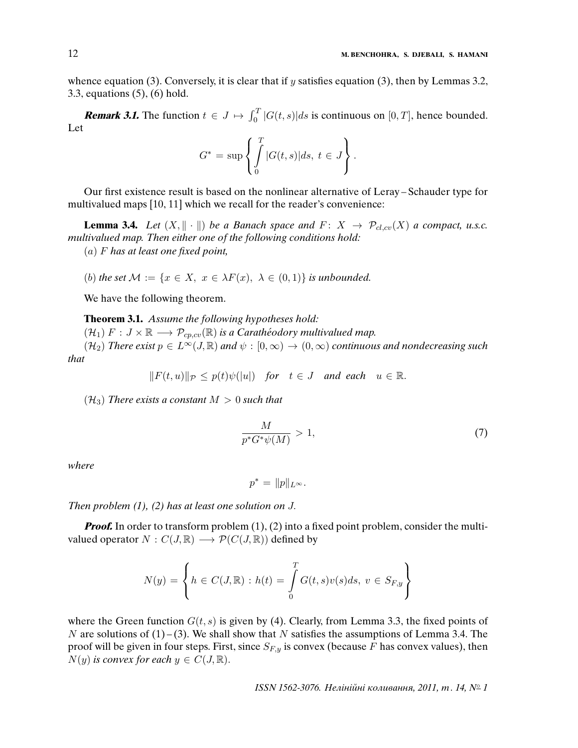whence equation (3). Conversely, it is clear that if $y$ satisfies equation (3), then by Lemmas 3.2, 3.3, equations (5), (6) hold.

***Remark 3.1.*** The function $t \in J \mapsto \int_0^T |G(t,s)|ds$ is continuous on $[0,T]$, hence bounded. Let

$$G^* = \sup \left\{ \int_0^T |G(t,s)|ds, \ t \in J \right\}.$$

Our first existence result is based on the nonlinear alternative of Leray – Schauder type for multivalued maps [10, 11] which we recall for the reader's convenience:

**Lemma 3.4.** *Let $(X, \|\cdot\|)$ be a Banach space and $F\colon X \to \mathcal{P}_{cl,cv}(X)$ a compact, u.s.c. multivalued map. Then either one of the following conditions hold:*

*(a) $F$ has at least one fixed point,*

*(b) the set $\mathcal{M} := \{x \in X, \ x \in \lambda F(x), \ \lambda \in (0,1)\}$ is unbounded.*

We have the following theorem.

**Theorem 3.1.** *Assume the following hypotheses hold:*

*$(\mathcal{H}_1)$ $F : J \times \mathbb{R} \longrightarrow \mathcal{P}_{cp,cv}(\mathbb{R})$ is a Carathéodory multivalued map.*

*$(\mathcal{H}_2)$ There exist $p \in L^\infty(J,\mathbb{R})$ and $\psi : [0,\infty) \to (0,\infty)$ continuous and nondecreasing such that*

$$\|F(t,u)\|_{\mathcal{P}} \leq p(t)\psi(|u|) \quad \textit{for} \quad t \in J \quad \textit{and each} \quad u \in \mathbb{R}.$$

*$(\mathcal{H}_3)$ There exists a constant $M > 0$ such that*

$$\frac{M}{p^* G^* \psi(M)} > 1, \tag{7}$$

*where*

$$p^* = \|p\|_{L^\infty}.$$

*Then problem (1), (2) has at least one solution on $J$.*

***Proof.*** In order to transform problem (1), (2) into a fixed point problem, consider the multivalued operator $N : C(J,\mathbb{R}) \longrightarrow \mathcal{P}(C(J,\mathbb{R}))$ defined by

$$N(y) = \left\{ h \in C(J,\mathbb{R}) : h(t) = \int_0^T G(t,s)v(s)ds, \ v \in S_{F,y} \right\}$$

where the Green function $G(t,s)$ is given by (4). Clearly, from Lemma 3.3, the fixed points of $N$ are solutions of (1) – (3). We shall show that $N$ satisfies the assumptions of Lemma 3.4. The proof will be given in four steps. First, since $S_{F,y}$ is convex (because $F$ has convex values), then $N(y)$ *is convex for each* $y \in C(J,\mathbb{R})$.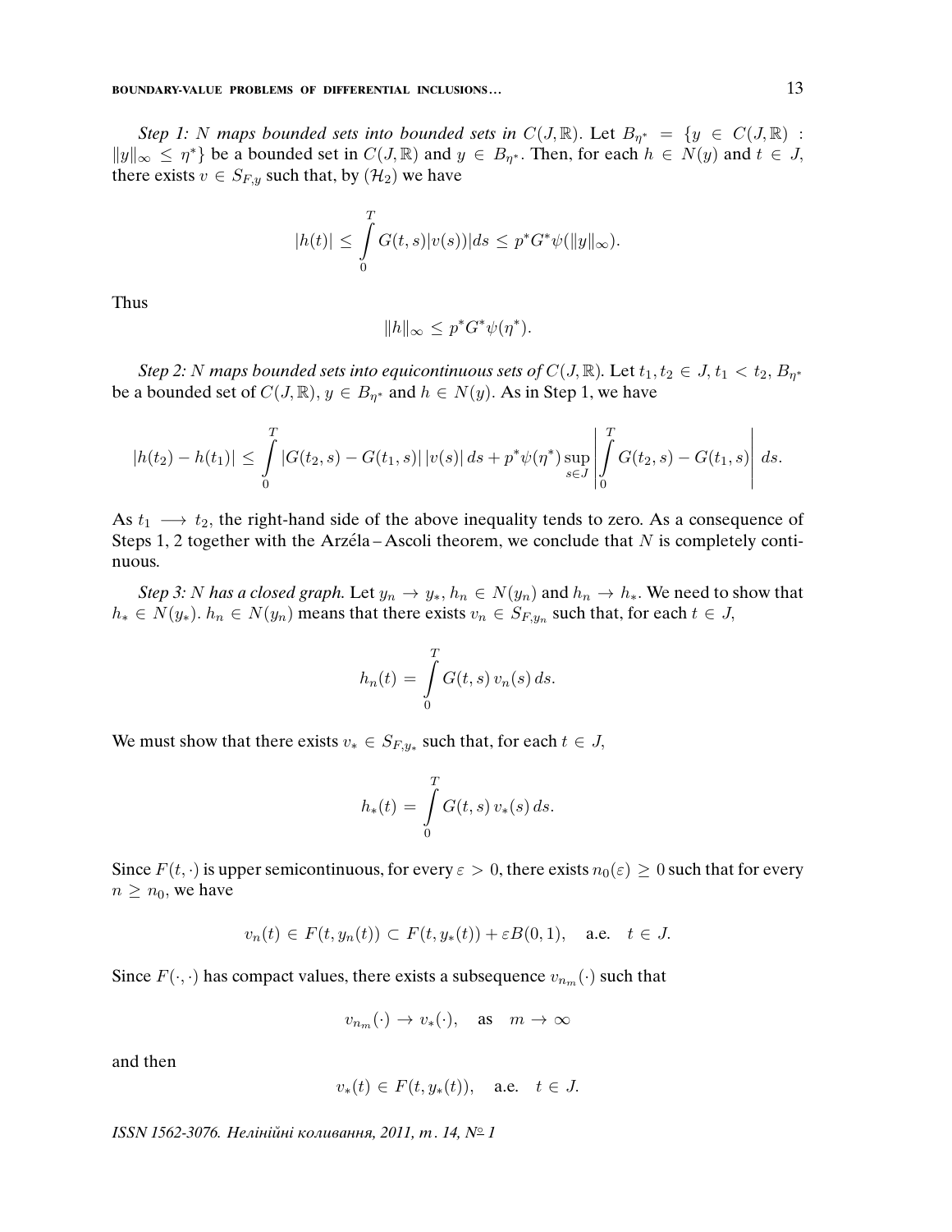*Step 1: $N$ maps bounded sets into bounded sets in $C(J,\mathbb{R})$.* Let $B_{\eta^*} = \{y \in C(J,\mathbb{R}) : \|y\|_\infty \leq \eta^*\}$ be a bounded set in $C(J,\mathbb{R})$ and $y \in B_{\eta^*}$. Then, for each $h \in N(y)$ and $t \in J$, there exists $v \in S_{F,y}$ such that, by $(\mathcal{H}_2)$ we have

$$|h(t)| \leq \int_0^T G(t,s)|v(s))|ds \leq p^* G^* \psi(\|y\|_\infty).$$

Thus

$$\|h\|_\infty \leq p^* G^* \psi(\eta^*).$$

*Step 2: $N$ maps bounded sets into equicontinuous sets of $C(J,\mathbb{R})$.* Let $t_1, t_2 \in J$, $t_1 < t_2$, $B_{\eta^*}$ be a bounded set of $C(J,\mathbb{R})$, $y \in B_{\eta^*}$ and $h \in N(y)$. As in Step 1, we have

$$|h(t_2) - h(t_1)| \leq \int_0^T |G(t_2,s) - G(t_1,s)|\,|v(s)|\,ds + p^* \psi(\eta^*) \sup_{s \in J} \left| \int_0^T G(t_2,s) - G(t_1,s) \right| ds.$$

As $t_1 \longrightarrow t_2$, the right-hand side of the above inequality tends to zero. As a consequence of Steps 1, 2 together with the Arzéla – Ascoli theorem, we conclude that $N$ is completely continuous.

*Step 3: $N$ has a closed graph.* Let $y_n \to y_*$, $h_n \in N(y_n)$ and $h_n \to h_*$. We need to show that $h_* \in N(y_*)$. $h_n \in N(y_n)$ means that there exists $v_n \in S_{F,y_n}$ such that, for each $t \in J$,

$$h_n(t) = \int_0^T G(t,s)\, v_n(s)\, ds.$$

We must show that there exists $v_* \in S_{F,y_*}$ such that, for each $t \in J$,

$$h_*(t) = \int_0^T G(t,s)\, v_*(s)\, ds.$$

Since $F(t,\cdot)$ is upper semicontinuous, for every $\varepsilon > 0$, there exists $n_0(\varepsilon) \geq 0$ such that for every $n \geq n_0$, we have

$$v_n(t) \in F(t, y_n(t)) \subset F(t, y_*(t)) + \varepsilon B(0,1), \quad \text{a.e.} \quad t \in J.$$

Since $F(\cdot,\cdot)$ has compact values, there exists a subsequence $v_{n_m}(\cdot)$ such that

$$v_{n_m}(\cdot) \to v_*(\cdot), \quad \text{as} \quad m \to \infty$$

and then

$$v_*(t) \in F(t, y_*(t)), \quad \text{a.e.} \quad t \in J.$$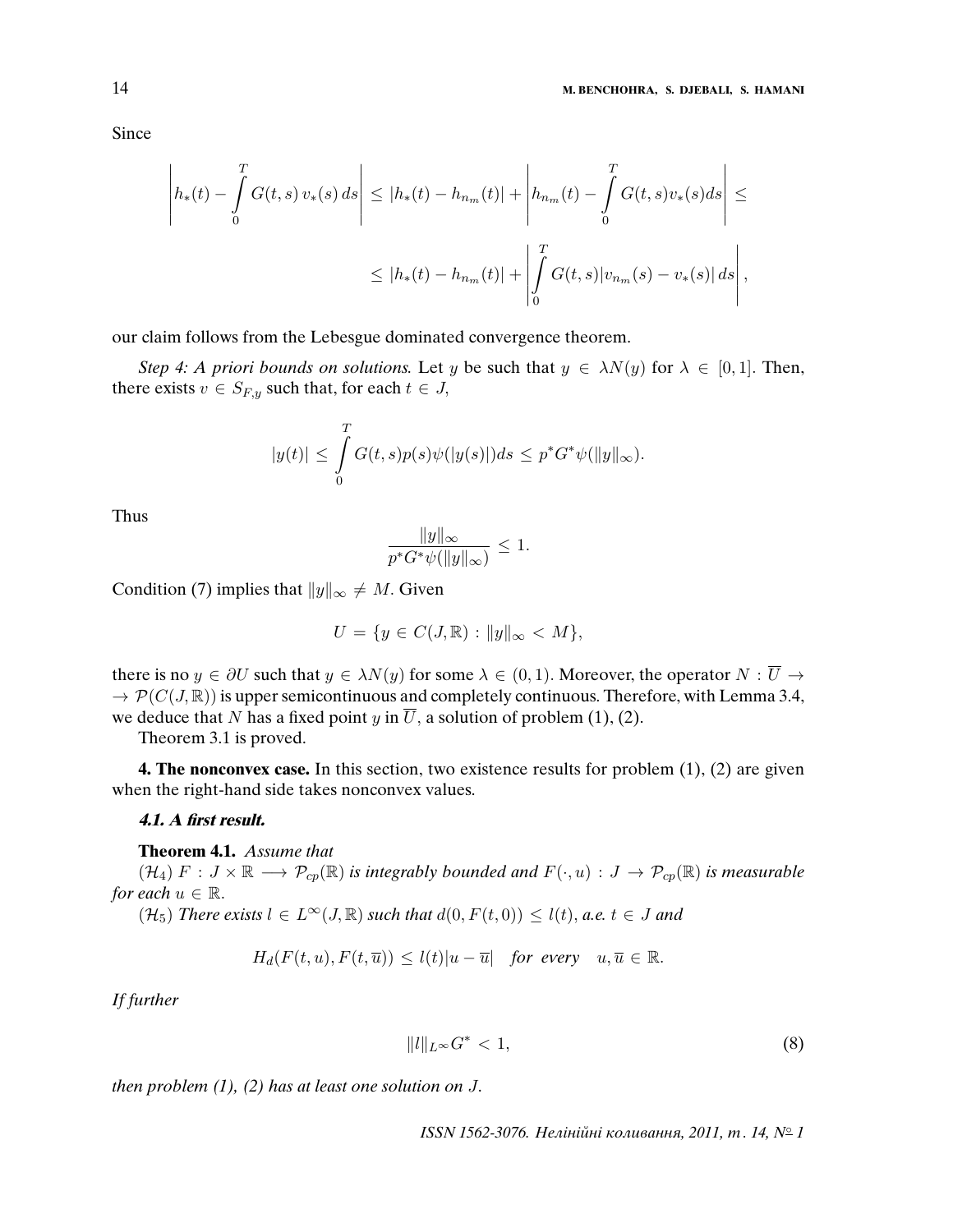Since

$$\left| h_*(t) - \int_0^T G(t,s)\, v_*(s)\, ds \right| \leq |h_*(t) - h_{n_m}(t)| + \left| h_{n_m}(t) - \int_0^T G(t,s) v_*(s) ds \right| \leq$$

$$\leq |h_*(t) - h_{n_m}(t)| + \left| \int_0^T G(t,s) |v_{n_m}(s) - v_*(s)|\, ds \right|,$$

our claim follows from the Lebesgue dominated convergence theorem.

*Step 4: A priori bounds on solutions.* Let $y$ be such that $y \in \lambda N(y)$ for $\lambda \in [0,1]$. Then, there exists $v \in S_{F,y}$ such that, for each $t \in J$,

$$|y(t)| \leq \int_0^T G(t,s) p(s) \psi(|y(s)|) ds \leq p^* G^* \psi(\|y\|_\infty).$$

Thus

$$\frac{\|y\|_\infty}{p^* G^* \psi(\|y\|_\infty)} \leq 1.$$

Condition (7) implies that $\|y\|_\infty \neq M$. Given

$$U = \{ y \in C(J, \mathbb{R}) : \|y\|_\infty < M \},$$

there is no $y \in \partial U$ such that $y \in \lambda N(y)$ for some $\lambda \in (0,1)$. Moreover, the operator $N : \overline{U} \to \mathcal{P}(C(J,\mathbb{R}))$ is upper semicontinuous and completely continuous. Therefore, with Lemma 3.4, we deduce that $N$ has a fixed point $y$ in $\overline{U}$, a solution of problem (1), (2).

Theorem 3.1 is proved.

**4. The nonconvex case.** In this section, two existence results for problem (1), (2) are given when the right-hand side takes nonconvex values.

***4.1. A first result.***

**Theorem 4.1.** *Assume that*

$(\mathcal{H}_4)$ *$F : J \times \mathbb{R} \longrightarrow \mathcal{P}_{cp}(\mathbb{R})$ is integrably bounded and $F(\cdot, u) : J \to \mathcal{P}_{cp}(\mathbb{R})$ is measurable for each $u \in \mathbb{R}$.*

$(\mathcal{H}_5)$ *There exists $l \in L^\infty(J, \mathbb{R})$ such that $d(0, F(t,0)) \leq l(t)$, a.e. $t \in J$ and*

$$H_d(F(t,u), F(t,\overline{u})) \leq l(t)|u - \overline{u}| \quad \textit{for every} \quad u, \overline{u} \in \mathbb{R}.$$

*If further*

$$\|l\|_{L^\infty} G^* < 1, \tag{8}$$

*then problem (1), (2) has at least one solution on $J$.*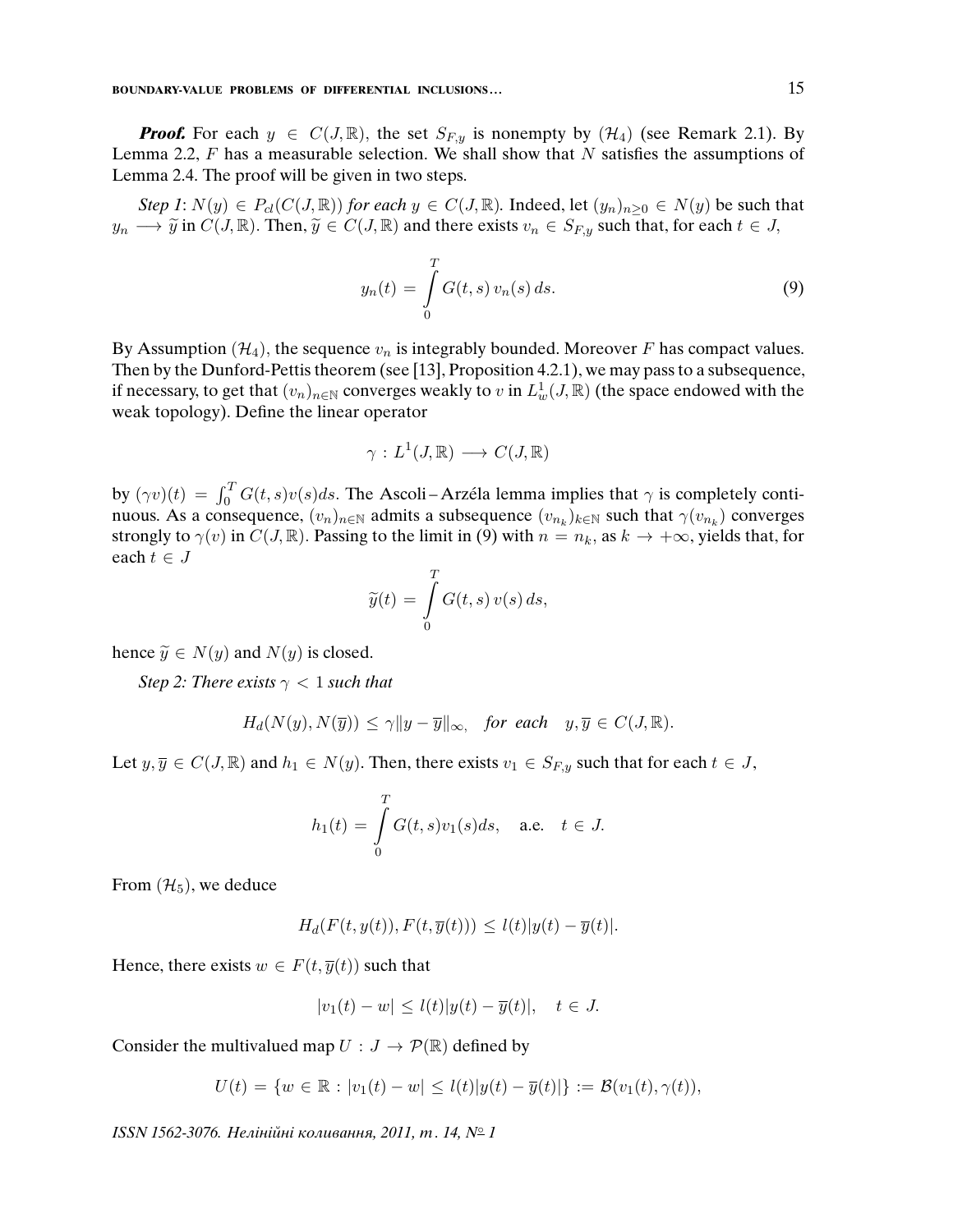***Proof.*** For each $y \in C(J, \mathbb{R})$, the set $S_{F,y}$ is nonempty by $(\mathcal{H}_4)$ (see Remark 2.1). By Lemma 2.2, $F$ has a measurable selection. We shall show that $N$ satisfies the assumptions of Lemma 2.4. The proof will be given in two steps.

*Step 1*: $N(y) \in P_{cl}(C(J, \mathbb{R}))$ *for each* $y \in C(J, \mathbb{R})$. Indeed, let $(y_n)_{n \geq 0} \in N(y)$ be such that $y_n \longrightarrow \widetilde{y}$ in $C(J, \mathbb{R})$. Then, $\widetilde{y} \in C(J, \mathbb{R})$ and there exists $v_n \in S_{F,y}$ such that, for each $t \in J$,

$$y_n(t) = \int_0^T G(t,s)\, v_n(s)\, ds. \tag{9}$$

By Assumption $(\mathcal{H}_4)$, the sequence $v_n$ is integrably bounded. Moreover $F$ has compact values. Then by the Dunford-Pettis theorem (see [13], Proposition 4.2.1), we may pass to a subsequence, if necessary, to get that $(v_n)_{n \in \mathbb{N}}$ converges weakly to $v$ in $L^1_w(J, \mathbb{R})$ (the space endowed with the weak topology). Define the linear operator

$$\gamma : L^1(J, \mathbb{R}) \longrightarrow C(J, \mathbb{R})$$

by $(\gamma v)(t) = \int_0^T G(t,s) v(s) ds$. The Ascoli–Arzéla lemma implies that $\gamma$ is completely continuous. As a consequence, $(v_n)_{n \in \mathbb{N}}$ admits a subsequence $(v_{n_k})_{k \in \mathbb{N}}$ such that $\gamma(v_{n_k})$ converges strongly to $\gamma(v)$ in $C(J, \mathbb{R})$. Passing to the limit in (9) with $n = n_k$, as $k \to +\infty$, yields that, for each $t \in J$

$$\widetilde{y}(t) = \int_0^T G(t,s)\, v(s)\, ds,$$

hence $\widetilde{y} \in N(y)$ and $N(y)$ is closed.

*Step 2: There exists* $\gamma < 1$ *such that*

$$H_d(N(y), N(\overline{y})) \leq \gamma \|y - \overline{y}\|_\infty, \quad \textit{for each} \quad y, \overline{y} \in C(J, \mathbb{R}).$$

Let $y, \overline{y} \in C(J, \mathbb{R})$ and $h_1 \in N(y)$. Then, there exists $v_1 \in S_{F,y}$ such that for each $t \in J$,

$$h_1(t) = \int_0^T G(t,s) v_1(s) ds, \quad \text{a.e.} \quad t \in J.$$

From $(\mathcal{H}_5)$, we deduce

$$H_d(F(t, y(t)), F(t, \overline{y}(t))) \leq l(t) |y(t) - \overline{y}(t)|.$$

Hence, there exists $w \in F(t, \overline{y}(t))$ such that

$$|v_1(t) - w| \leq l(t) |y(t) - \overline{y}(t)|, \quad t \in J.$$

Consider the multivalued map $U : J \to \mathcal{P}(\mathbb{R})$ defined by

$$U(t) = \{w \in \mathbb{R} : |v_1(t) - w| \leq l(t) |y(t) - \overline{y}(t)|\} := \mathcal{B}(v_1(t), \gamma(t)),$$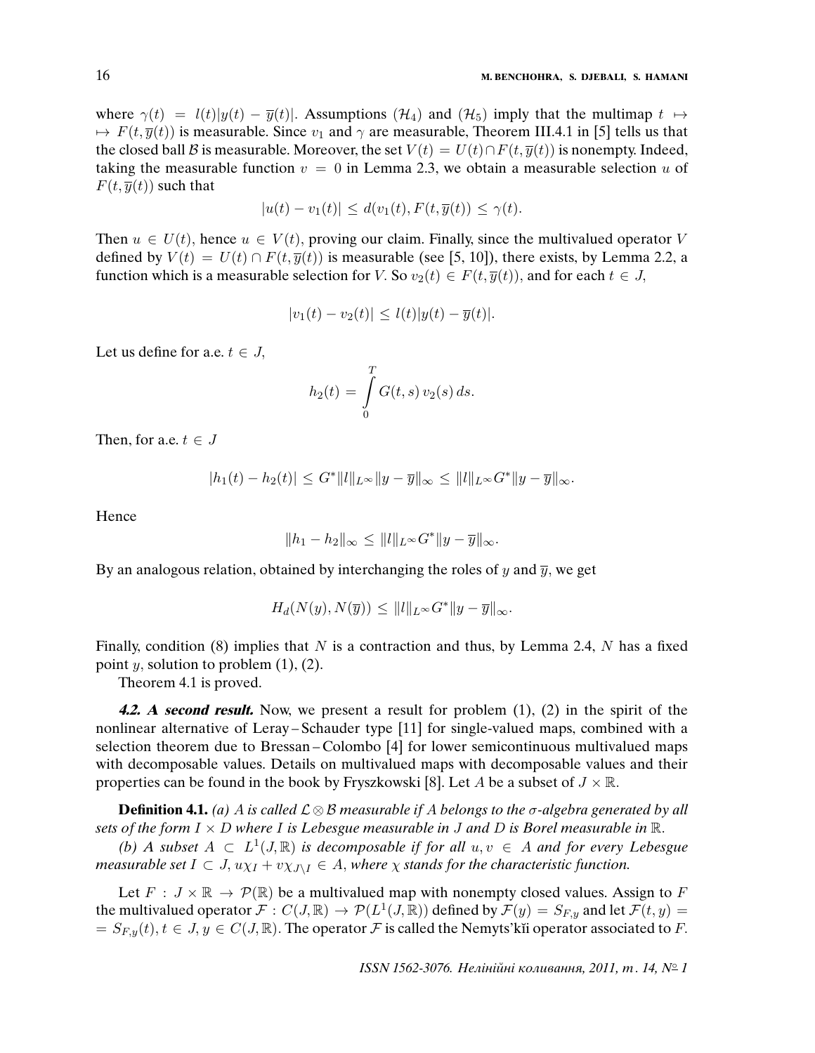where $\gamma(t) = l(t)|y(t) - \overline{y}(t)|$. Assumptions $(\mathcal{H}_4)$ and $(\mathcal{H}_5)$ imply that the multimap $t \mapsto F(t, \overline{y}(t))$ is measurable. Since $v_1$ and $\gamma$ are measurable, Theorem III.4.1 in [5] tells us that the closed ball $\mathcal{B}$ is measurable. Moreover, the set $V(t) = U(t) \cap F(t, \overline{y}(t))$ is nonempty. Indeed, taking the measurable function $v = 0$ in Lemma 2.3, we obtain a measurable selection $u$ of $F(t, \overline{y}(t))$ such that

$$|u(t) - v_1(t)| \leq d(v_1(t), F(t, \overline{y}(t)) \leq \gamma(t).$$

Then $u \in U(t)$, hence $u \in V(t)$, proving our claim. Finally, since the multivalued operator $V$ defined by $V(t) = U(t) \cap F(t, \overline{y}(t))$ is measurable (see [5, 10]), there exists, by Lemma 2.2, a function which is a measurable selection for $V$. So $v_2(t) \in F(t, \overline{y}(t))$, and for each $t \in J$,

$$|v_1(t) - v_2(t)| \leq l(t)|y(t) - \overline{y}(t)|.$$

Let us define for a.e. $t \in J$,

$$h_2(t) = \int_0^T G(t,s)\, v_2(s)\, ds.$$

Then, for a.e. $t \in J$

$$|h_1(t) - h_2(t)| \leq G^* \|l\|_{L^\infty} \|y - \overline{y}\|_\infty \leq \|l\|_{L^\infty} G^* \|y - \overline{y}\|_\infty.$$

Hence

$$\|h_1 - h_2\|_\infty \leq \|l\|_{L^\infty} G^* \|y - \overline{y}\|_\infty.$$

By an analogous relation, obtained by interchanging the roles of $y$ and $\overline{y}$, we get

$$H_d(N(y), N(\overline{y})) \leq \|l\|_{L^\infty} G^* \|y - \overline{y}\|_\infty.$$

Finally, condition (8) implies that $N$ is a contraction and thus, by Lemma 2.4, $N$ has a fixed point $y$, solution to problem (1), (2).

Theorem 4.1 is proved.

***4.2. A second result.*** Now, we present a result for problem (1), (2) in the spirit of the nonlinear alternative of Leray–Schauder type [11] for single-valued maps, combined with a selection theorem due to Bressan–Colombo [4] for lower semicontinuous multivalued maps with decomposable values. Details on multivalued maps with decomposable values and their properties can be found in the book by Fryszkowski [8]. Let $A$ be a subset of $J \times \mathbb{R}$.

**Definition 4.1.** *(a) $A$ is called $\mathcal{L} \otimes \mathcal{B}$ measurable if $A$ belongs to the $\sigma$-algebra generated by all sets of the form $I \times D$ where $I$ is Lebesgue measurable in $J$ and $D$ is Borel measurable in $\mathbb{R}$.*

*(b) A subset $A \subset L^1(J, \mathbb{R})$ is decomposable if for all $u, v \in A$ and for every Lebesgue measurable set $I \subset J$, $u\chi_I + v\chi_{J \setminus I} \in A$, where $\chi$ stands for the characteristic function.*

Let $F : J \times \mathbb{R} \to \mathcal{P}(\mathbb{R})$ be a multivalued map with nonempty closed values. Assign to $F$ the multivalued operator $\mathcal{F} : C(J, \mathbb{R}) \to \mathcal{P}(L^1(J, \mathbb{R}))$ defined by $\mathcal{F}(y) = S_{F,y}$ and let $\mathcal{F}(t, y) = S_{F,y}(t)$, $t \in J$, $y \in C(J, \mathbb{R})$. The operator $\mathcal{F}$ is called the Nemyts'kĭi operator associated to $F$.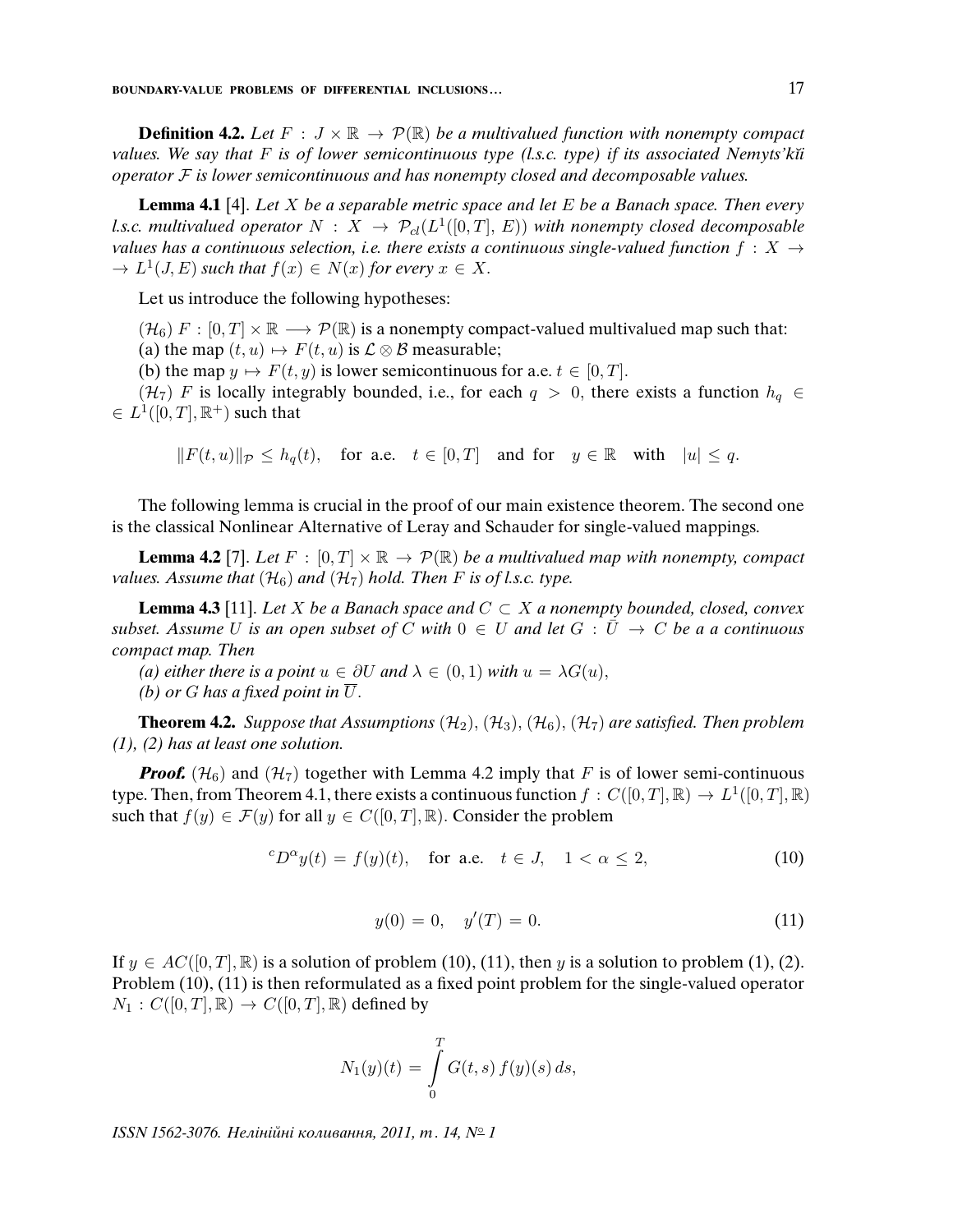**Definition 4.2.** *Let $F : J \times \mathbb{R} \to \mathcal{P}(\mathbb{R})$ be a multivalued function with nonempty compact values. We say that $F$ is of lower semicontinuous type (l.s.c. type) if its associated Nemyts'kĭ operator $\mathcal{F}$ is lower semicontinuous and has nonempty closed and decomposable values.*

**Lemma 4.1** [4]. *Let $X$ be a separable metric space and let $E$ be a Banach space. Then every l.s.c. multivalued operator $N : X \to \mathcal{P}_{cl}(L^1([0,T], E))$ with nonempty closed decomposable values has a continuous selection, i.e. there exists a continuous single-valued function $f : X \to L^1(J,E)$ such that $f(x) \in N(x)$ for every $x \in X$.*

Let us introduce the following hypotheses:

$(\mathcal{H}_6)$ $F : [0,T] \times \mathbb{R} \longrightarrow \mathcal{P}(\mathbb{R})$ is a nonempty compact-valued multivalued map such that:
(a) the map $(t,u) \mapsto F(t,u)$ is $\mathcal{L} \otimes \mathcal{B}$ measurable;
(b) the map $y \mapsto F(t,y)$ is lower semicontinuous for a.e. $t \in [0,T]$.

$(\mathcal{H}_7)$ $F$ is locally integrably bounded, i.e., for each $q > 0$, there exists a function $h_q \in L^1([0,T], \mathbb{R}^+)$ such that

$$\|F(t,u)\|_{\mathcal{P}} \le h_q(t), \quad \text{for a.e.} \quad t \in [0,T] \quad \text{and for} \quad y \in \mathbb{R} \quad \text{with} \quad |u| \le q.$$

The following lemma is crucial in the proof of our main existence theorem. The second one is the classical Nonlinear Alternative of Leray and Schauder for single-valued mappings.

**Lemma 4.2** [7]. *Let $F : [0,T] \times \mathbb{R} \to \mathcal{P}(\mathbb{R})$ be a multivalued map with nonempty, compact values. Assume that $(\mathcal{H}_6)$ and $(\mathcal{H}_7)$ hold. Then $F$ is of l.s.c. type.*

**Lemma 4.3** [11]. *Let $X$ be a Banach space and $C \subset X$ a nonempty bounded, closed, convex subset. Assume $U$ is an open subset of $C$ with $0 \in U$ and let $G : \bar{U} \to C$ be a a continuous compact map. Then*

*(a) either there is a point $u \in \partial U$ and $\lambda \in (0,1)$ with $u = \lambda G(u)$,*
*(b) or $G$ has a fixed point in $\overline{U}$.*

**Theorem 4.2.** *Suppose that Assumptions $(\mathcal{H}_2)$, $(\mathcal{H}_3)$, $(\mathcal{H}_6)$, $(\mathcal{H}_7)$ are satisfied. Then problem (1), (2) has at least one solution.*

***Proof.*** $(\mathcal{H}_6)$ and $(\mathcal{H}_7)$ together with Lemma 4.2 imply that $F$ is of lower semi-continuous type. Then, from Theorem 4.1, there exists a continuous function $f : C([0,T], \mathbb{R}) \to L^1([0,T], \mathbb{R})$ such that $f(y) \in \mathcal{F}(y)$ for all $y \in C([0,T], \mathbb{R})$. Consider the problem

$$^cD^\alpha y(t) = f(y)(t), \quad \text{for a.e.} \quad t \in J, \quad 1 < \alpha \le 2, \tag{10}$$

$$y(0) = 0, \quad y'(T) = 0. \tag{11}$$

If $y \in AC([0,T], \mathbb{R})$ is a solution of problem (10), (11), then $y$ is a solution to problem (1), (2). Problem (10), (11) is then reformulated as a fixed point problem for the single-valued operator $N_1 : C([0,T], \mathbb{R}) \to C([0,T], \mathbb{R})$ defined by

$$N_1(y)(t) = \int_0^T G(t,s)\, f(y)(s)\, ds,$$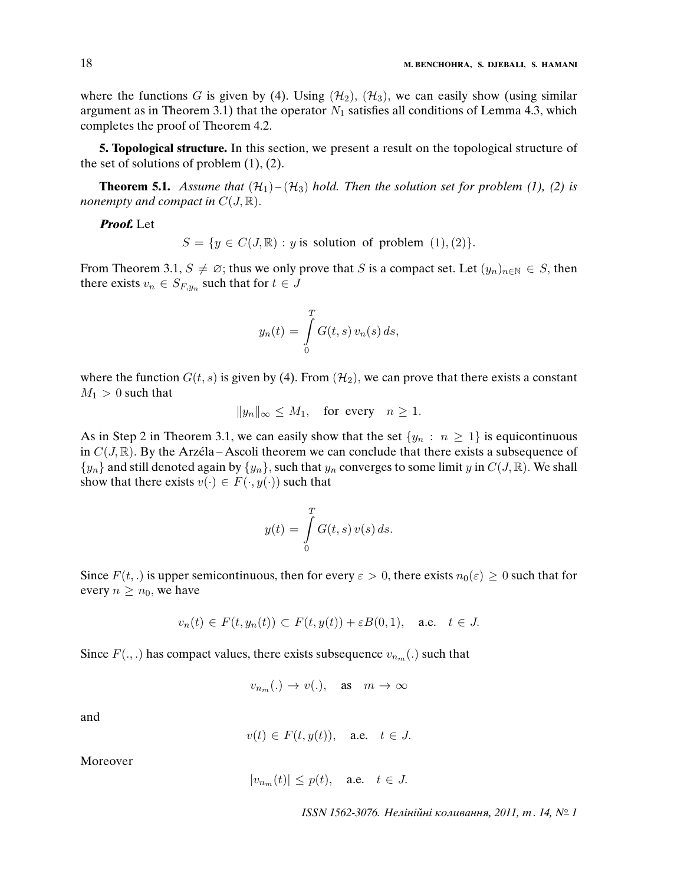where the functions $G$ is given by (4). Using $(\mathcal{H}_2)$, $(\mathcal{H}_3)$, we can easily show (using similar argument as in Theorem 3.1) that the operator $N_1$ satisfies all conditions of Lemma 4.3, which completes the proof of Theorem 4.2.

**5. Topological structure.** In this section, we present a result on the topological structure of the set of solutions of problem (1), (2).

**Theorem 5.1.** *Assume that $(\mathcal{H}_1)$–$(\mathcal{H}_3)$ hold. Then the solution set for problem (1), (2) is nonempty and compact in $C(J,\mathbb{R})$.*

***Proof.*** Let

$$S = \{y \in C(J,\mathbb{R}) : y \text{ is solution of problem } (1),(2)\}.$$

From Theorem 3.1, $S \neq \varnothing$; thus we only prove that $S$ is a compact set. Let $(y_n)_{n\in\mathbb{N}} \in S$, then there exists $v_n \in S_{F,y_n}$ such that for $t \in J$

$$y_n(t) = \int_0^T G(t,s)\, v_n(s)\, ds,$$

where the function $G(t,s)$ is given by (4). From $(\mathcal{H}_2)$, we can prove that there exists a constant $M_1 > 0$ such that

$$\|y_n\|_\infty \leq M_1, \quad \text{for every} \quad n \geq 1.$$

As in Step 2 in Theorem 3.1, we can easily show that the set $\{y_n : n \geq 1\}$ is equicontinuous in $C(J,\mathbb{R})$. By the Arzéla–Ascoli theorem we can conclude that there exists a subsequence of $\{y_n\}$ and still denoted again by $\{y_n\}$, such that $y_n$ converges to some limit $y$ in $C(J,\mathbb{R})$. We shall show that there exists $v(\cdot) \in F(\cdot, y(\cdot))$ such that

$$y(t) = \int_0^T G(t,s)\, v(s)\, ds.$$

Since $F(t,.)$ is upper semicontinuous, then for every $\varepsilon > 0$, there exists $n_0(\varepsilon) \geq 0$ such that for every $n \geq n_0$, we have

$$v_n(t) \in F(t, y_n(t)) \subset F(t, y(t)) + \varepsilon B(0,1), \quad \text{a.e.} \quad t \in J.$$

Since $F(.,.)$ has compact values, there exists subsequence $v_{n_m}(.)$ such that

$$v_{n_m}(.) \to v(.), \quad \text{as} \quad m \to \infty$$

and

$$v(t) \in F(t, y(t)), \quad \text{a.e.} \quad t \in J.$$

Moreover

$$|v_{n_m}(t)| \leq p(t), \quad \text{a.e.} \quad t \in J.$$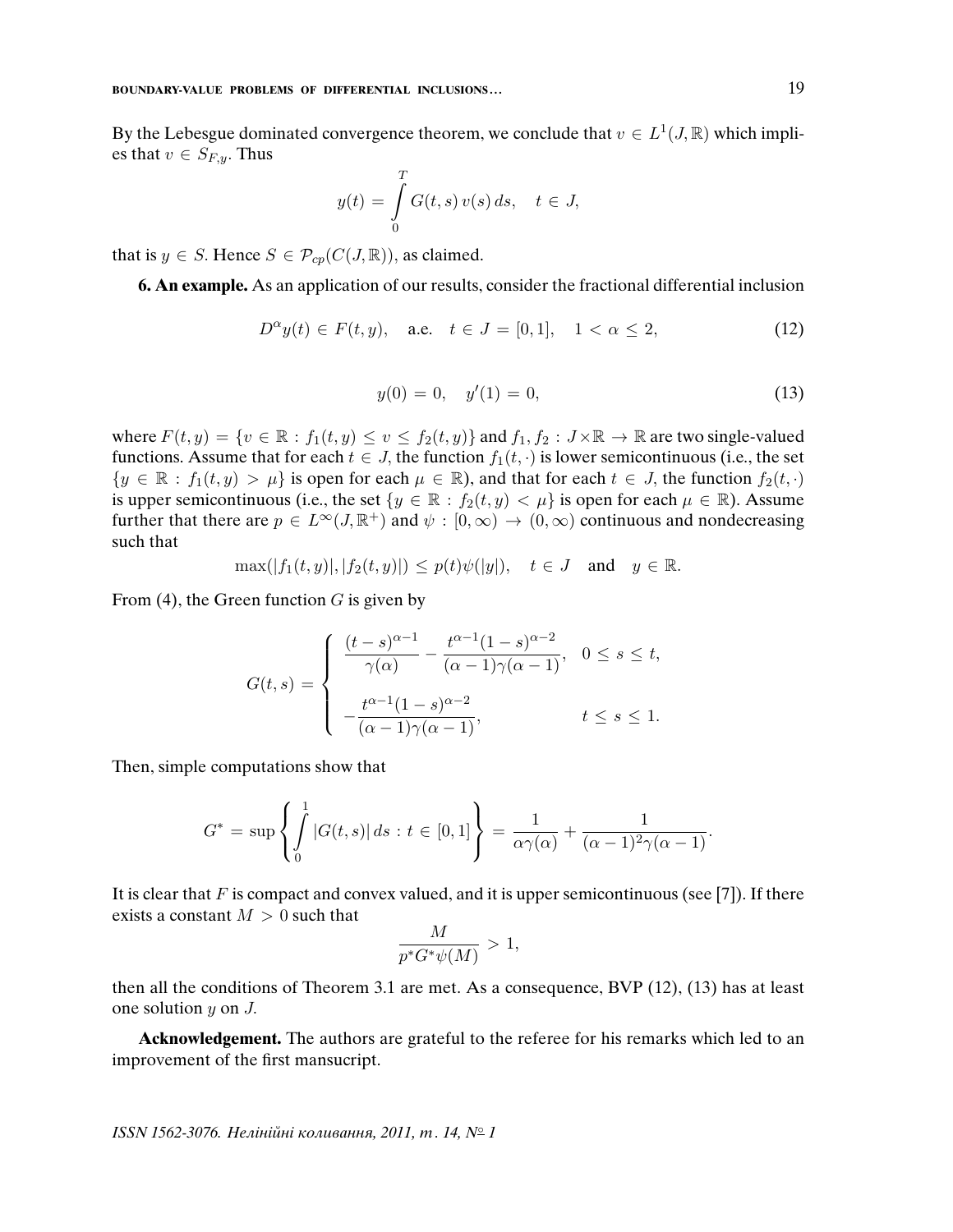By the Lebesgue dominated convergence theorem, we conclude that $v \in L^1(J, \mathbb{R})$ which implies that $v \in S_{F,y}$. Thus

$$y(t) = \int_0^T G(t,s)\, v(s)\, ds, \quad t \in J,$$

that is $y \in S$. Hence $S \in \mathcal{P}_{cp}(C(J, \mathbb{R}))$, as claimed.

**6. An example.** As an application of our results, consider the fractional differential inclusion

$$D^\alpha y(t) \in F(t, y), \quad \text{a.e.} \quad t \in J = [0,1], \quad 1 < \alpha \le 2, \tag{12}$$

$$y(0) = 0, \quad y'(1) = 0, \tag{13}$$

where $F(t, y) = \{v \in \mathbb{R} : f_1(t, y) \le v \le f_2(t, y)\}$ and $f_1, f_2 : J \times \mathbb{R} \to \mathbb{R}$ are two single-valued functions. Assume that for each $t \in J$, the function $f_1(t, \cdot)$ is lower semicontinuous (i.e., the set $\{y \in \mathbb{R} : f_1(t, y) > \mu\}$ is open for each $\mu \in \mathbb{R}$), and that for each $t \in J$, the function $f_2(t, \cdot)$ is upper semicontinuous (i.e., the set $\{y \in \mathbb{R} : f_2(t, y) < \mu\}$ is open for each $\mu \in \mathbb{R}$). Assume further that there are $p \in L^\infty(J, \mathbb{R}^+)$ and $\psi : [0, \infty) \to (0, \infty)$ continuous and nondecreasing such that

$$\max(|f_1(t, y)|, |f_2(t, y)|) \le p(t)\psi(|y|), \quad t \in J \quad \text{and} \quad y \in \mathbb{R}.$$

From (4), the Green function $G$ is given by

$$G(t,s) = \begin{cases} \dfrac{(t-s)^{\alpha-1}}{\gamma(\alpha)} - \dfrac{t^{\alpha-1}(1-s)^{\alpha-2}}{(\alpha-1)\gamma(\alpha-1)}, & 0 \le s \le t, \\[2ex] -\dfrac{t^{\alpha-1}(1-s)^{\alpha-2}}{(\alpha-1)\gamma(\alpha-1)}, & t \le s \le 1. \end{cases}$$

Then, simple computations show that

$$G^* = \sup\left\{ \int_0^1 |G(t,s)|\, ds : t \in [0,1] \right\} = \frac{1}{\alpha\gamma(\alpha)} + \frac{1}{(\alpha-1)^2\gamma(\alpha-1)}.$$

It is clear that $F$ is compact and convex valued, and it is upper semicontinuous (see [7]). If there exists a constant $M > 0$ such that

$$\frac{M}{p^* G^* \psi(M)} > 1,$$

then all the conditions of Theorem 3.1 are met. As a consequence, BVP (12), (13) has at least one solution $y$ on $J$.

**Acknowledgement.** The authors are grateful to the referee for his remarks which led to an improvement of the first mansucript.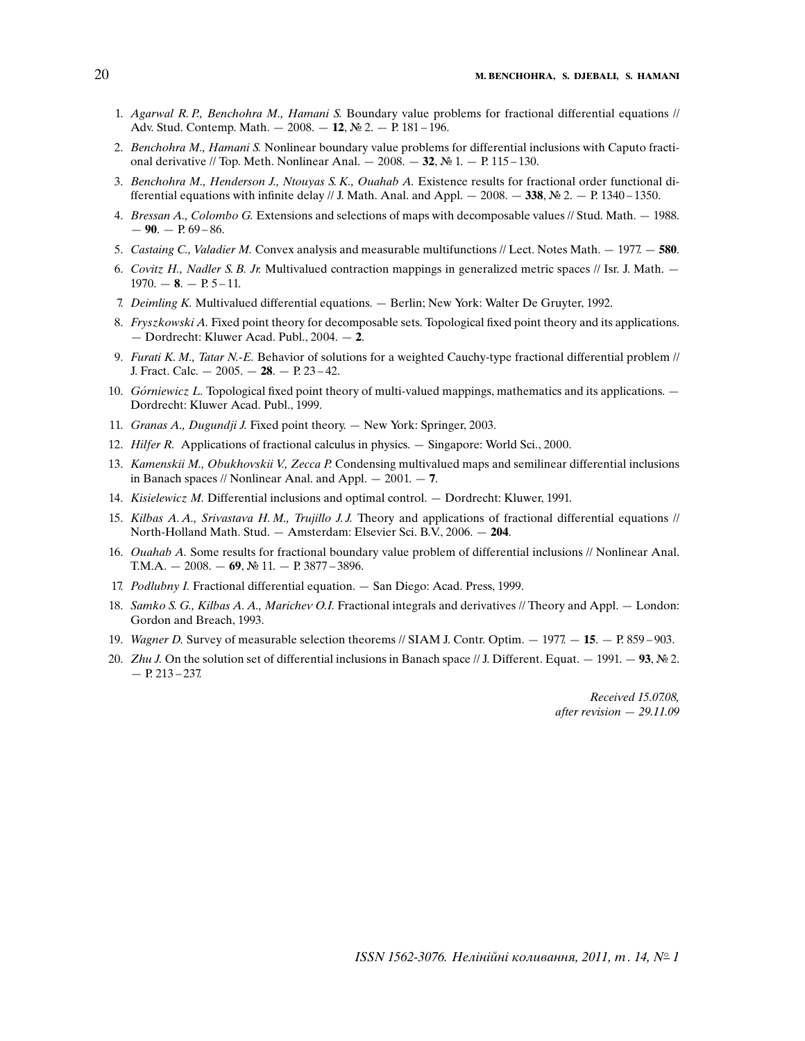1. *Agarwal R. P., Benchohra M., Hamani S.* Boundary value problems for fractional differential equations // Adv. Stud. Contemp. Math. — 2008. — **12**, № 2. — P. 181 – 196.

2. *Benchohra M., Hamani S.* Nonlinear boundary value problems for differential inclusions with Caputo fractional derivative // Top. Meth. Nonlinear Anal. — 2008. — **32**, № 1. — P. 115 – 130.

3. *Benchohra M., Henderson J., Ntouyas S. K., Ouahab A.* Existence results for fractional order functional differential equations with infinite delay // J. Math. Anal. and Appl. — 2008. — **338**, № 2. — P. 1340 – 1350.

4. *Bressan A., Colombo G.* Extensions and selections of maps with decomposable values // Stud. Math. — 1988. — **90**. — P. 69 – 86.

5. *Castaing C., Valadier M.* Convex analysis and measurable multifunctions // Lect. Notes Math. — 1977. — **580**.

6. *Covitz H., Nadler S. B. Jr.* Multivalued contraction mappings in generalized metric spaces // Isr. J. Math. — 1970. — **8**. — P. 5 – 11.

7. *Deimling K.* Multivalued differential equations. — Berlin; New York: Walter De Gruyter, 1992.

8. *Fryszkowski A.* Fixed point theory for decomposable sets. Topological fixed point theory and its applications. — Dordrecht: Kluwer Acad. Publ., 2004. — **2**.

9. *Furati K. M., Tatar N.-E.* Behavior of solutions for a weighted Cauchy-type fractional differential problem // J. Fract. Calc. — 2005. — **28**. — P. 23 – 42.

10. *Górniewicz L.* Topological fixed point theory of multi-valued mappings, mathematics and its applications. — Dordrecht: Kluwer Acad. Publ., 1999.

11. *Granas A., Dugundji J.* Fixed point theory. — New York: Springer, 2003.

12. *Hilfer R.* Applications of fractional calculus in physics. — Singapore: World Sci., 2000.

13. *Kamenskii M., Obukhovskii V., Zecca P.* Condensing multivalued maps and semilinear differential inclusions in Banach spaces // Nonlinear Anal. and Appl. — 2001. — **7**.

14. *Kisielewicz M.* Differential inclusions and optimal control. — Dordrecht: Kluwer, 1991.

15. *Kilbas A. A., Srivastava H. M., Trujillo J. J.* Theory and applications of fractional differential equations // North-Holland Math. Stud. — Amsterdam: Elsevier Sci. B.V., 2006. — **204**.

16. *Ouahab A.* Some results for fractional boundary value problem of differential inclusions // Nonlinear Anal. T.M.A. — 2008. — **69**, № 11. — P. 3877 – 3896.

17. *Podlubny I.* Fractional differential equation. — San Diego: Acad. Press, 1999.

18. *Samko S. G., Kilbas A. A., Marichev O.I.* Fractional integrals and derivatives // Theory and Appl. — London: Gordon and Breach, 1993.

19. *Wagner D.* Survey of measurable selection theorems // SIAM J. Contr. Optim. — 1977. — **15**. — P. 859 – 903.

20. *Zhu J.* On the solution set of differential inclusions in Banach space // J. Different. Equat. — 1991. — **93**, № 2. — P. 213 – 237.

*Received 15.07.08,*
*after revision — 29.11.09*